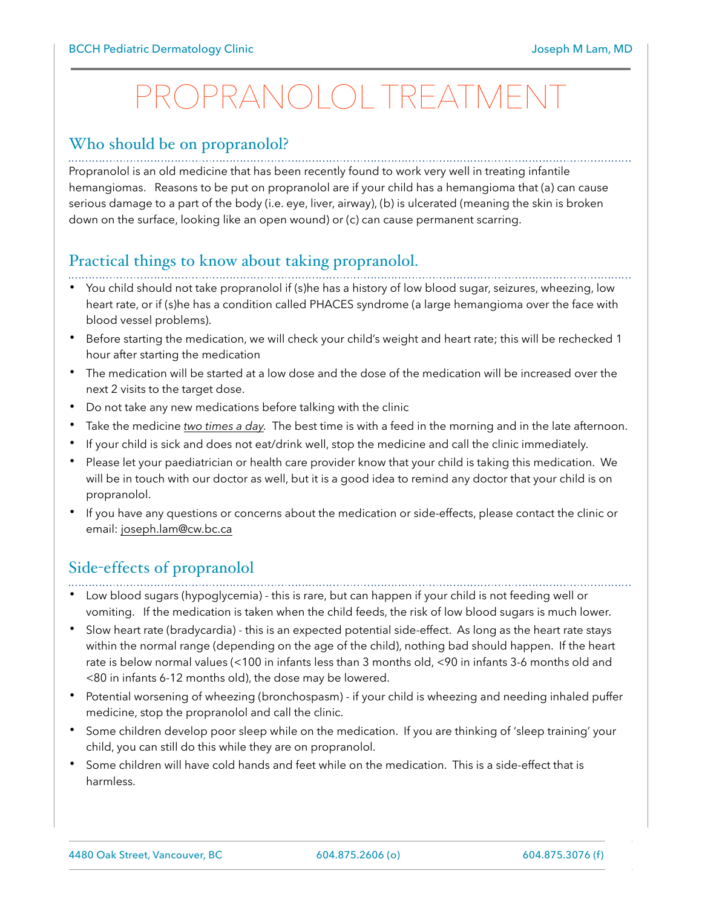# PROPRANOLOL TREATMENT

## Who should be on propranolol?

Propranolol is an old medicine that has been recently found to work very well in treating infantile hemangiomas. Reasons to be put on propranolol are if your child has a hemangioma that (a) can cause serious damage to a part of the body (i.e. eye, liver, airway), (b) is ulcerated (meaning the skin is broken down on the surface, looking like an open wound) or (c) can cause permanent scarring.

## Practical things to know about taking propranolol.

- You child should not take propranolol if (s)he has a history of low blood sugar, seizures, wheezing, low heart rate, or if (s)he has a condition called PHACES syndrome (a large hemangioma over the face with blood vessel problems).
- Before starting the medication, we will check your child's weight and heart rate; this will be rechecked 1 hour after starting the medication
- The medication will be started at a low dose and the dose of the medication will be increased over the next 2 visits to the target dose.
- Do not take any new medications before talking with the clinic
- Take the medicine *two times a day*. The best time is with a feed in the morning and in the late afternoon.
- If your child is sick and does not eat/drink well, stop the medicine and call the clinic immediately.
- Please let your paediatrician or health care provider know that your child is taking this medication. We will be in touch with our doctor as well, but it is a good idea to remind any doctor that your child is on propranolol.
- If you have any questions or concerns about the medication or side-effects, please contact the clinic or email: joseph.lam@cw.bc.ca

## Side-effects of propranolol

- Low blood sugars (hypoglycemia) - this is rare, but can happen if your child is not feeding well or vomiting. If the medication is taken when the child feeds, the risk of low blood sugars is much lower.
- Slow heart rate (bradycardia) - this is an expected potential side-effect. As long as the heart rate stays within the normal range (depending on the age of the child), nothing bad should happen. If the heart rate is below normal values (<100 in infants less than 3 months old, <90 in infants 3-6 months old and <80 in infants 6-12 months old), the dose may be lowered.
- Potential worsening of wheezing (bronchospasm) - if your child is wheezing and needing inhaled puffer medicine, stop the propranolol and call the clinic.
- Some children develop poor sleep while on the medication. If you are thinking of 'sleep training' your child, you can still do this while they are on propranolol.
- Some children will have cold hands and feet while on the medication. This is a side-effect that is harmless.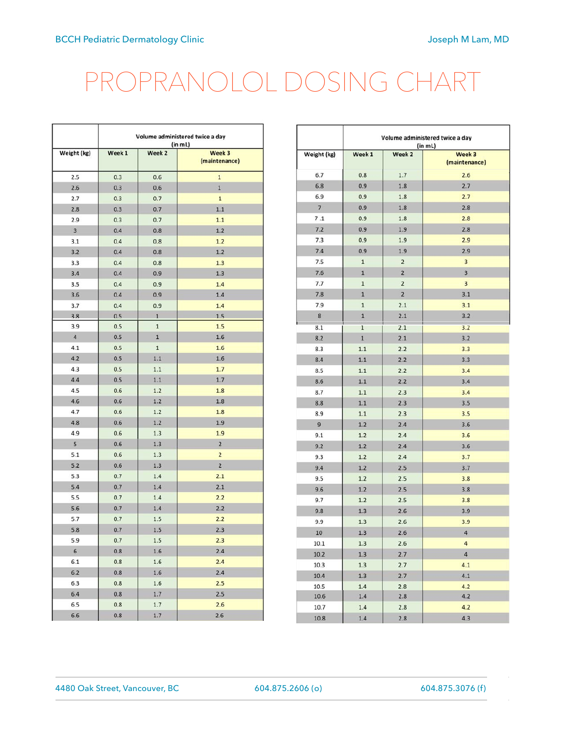BCCH Pediatric Dermatology Clinic

Joseph M Lam, MD

# PROPRANOLOL DOSING CHART

| Weight (kg) | Volume administered twice a day (in mL) | | |
|---|---|---|---|
| | Week 1 | Week 2 | Week 3 (maintenance) |
| 2.5 | 0.3 | 0.6 | 1 |
| 2.6 | 0.3 | 0.6 | 1 |
| 2.7 | 0.3 | 0.7 | 1 |
| 2.8 | 0.3 | 0.7 | 1.1 |
| 2.9 | 0.3 | 0.7 | 1.1 |
| 3 | 0.4 | 0.8 | 1.2 |
| 3.1 | 0.4 | 0.8 | 1.2 |
| 3.2 | 0.4 | 0.8 | 1.2 |
| 3.3 | 0.4 | 0.8 | 1.3 |
| 3.4 | 0.4 | 0.9 | 1.3 |
| 3.5 | 0.4 | 0.9 | 1.4 |
| 3.6 | 0.4 | 0.9 | 1.4 |
| 3.7 | 0.4 | 0.9 | 1.4 |
| 3.8 | 0.5 | 1 | 1.5 |
| 3.9 | 0.5 | 1 | 1.5 |
| 4 | 0.5 | 1 | 1.6 |
| 4.1 | 0.5 | 1 | 1.6 |
| 4.2 | 0.5 | 1.1 | 1.6 |
| 4.3 | 0.5 | 1.1 | 1.7 |
| 4.4 | 0.5 | 1.1 | 1.7 |
| 4.5 | 0.6 | 1.2 | 1.8 |
| 4.6 | 0.6 | 1.2 | 1.8 |
| 4.7 | 0.6 | 1.2 | 1.8 |
| 4.8 | 0.6 | 1.2 | 1.9 |
| 4.9 | 0.6 | 1.3 | 1.9 |
| 5 | 0.6 | 1.3 | 2 |
| 5.1 | 0.6 | 1.3 | 2 |
| 5.2 | 0.6 | 1.3 | 2 |
| 5.3 | 0.7 | 1.4 | 2.1 |
| 5.4 | 0.7 | 1.4 | 2.1 |
| 5.5 | 0.7 | 1.4 | 2.2 |
| 5.6 | 0.7 | 1.4 | 2.2 |
| 5.7 | 0.7 | 1.5 | 2.2 |
| 5.8 | 0.7 | 1.5 | 2.3 |
| 5.9 | 0.7 | 1.5 | 2.3 |
| 6 | 0.8 | 1.6 | 2.4 |
| 6.1 | 0.8 | 1.6 | 2.4 |
| 6.2 | 0.8 | 1.6 | 2.4 |
| 6.3 | 0.8 | 1.6 | 2.5 |
| 6.4 | 0.8 | 1.7 | 2.5 |
| 6.5 | 0.8 | 1.7 | 2.6 |
| 6.6 | 0.8 | 1.7 | 2.6 |
| 6.7 | 0.8 | 1.7 | 2.6 |
| 6.8 | 0.9 | 1.8 | 2.7 |
| 6.9 | 0.9 | 1.8 | 2.7 |
| 7 | 0.9 | 1.8 | 2.8 |
| 7.1 | 0.9 | 1.8 | 2.8 |
| 7.2 | 0.9 | 1.9 | 2.8 |
| 7.3 | 0.9 | 1.9 | 2.9 |
| 7.4 | 0.9 | 1.9 | 2.9 |
| 7.5 | 1 | 2 | 3 |
| 7.6 | 1 | 2 | 3 |
| 7.7 | 1 | 2 | 3 |
| 7.8 | 1 | 2 | 3.1 |
| 7.9 | 1 | 2.1 | 3.1 |
| 8 | 1 | 2.1 | 3.2 |
| 8.1 | 1 | 2.1 | 3.2 |
| 8.2 | 1 | 2.1 | 3.2 |
| 8.3 | 1.1 | 2.2 | 3.3 |
| 8.4 | 1.1 | 2.2 | 3.3 |
| 8.5 | 1.1 | 2.2 | 3.4 |
| 8.6 | 1.1 | 2.2 | 3.4 |
| 8.7 | 1.1 | 2.3 | 3.4 |
| 8.8 | 1.1 | 2.3 | 3.5 |
| 8.9 | 1.1 | 2.3 | 3.5 |
| 9 | 1.2 | 2.4 | 3.6 |
| 9.1 | 1.2 | 2.4 | 3.6 |
| 9.2 | 1.2 | 2.4 | 3.6 |
| 9.3 | 1.2 | 2.4 | 3.7 |
| 9.4 | 1.2 | 2.5 | 3.7 |
| 9.5 | 1.2 | 2.5 | 3.8 |
| 9.6 | 1.2 | 2.5 | 3.8 |
| 9.7 | 1.2 | 2.5 | 3.8 |
| 9.8 | 1.3 | 2.6 | 3.9 |
| 9.9 | 1.3 | 2.6 | 3.9 |
| 10 | 1.3 | 2.6 | 4 |
| 10.1 | 1.3 | 2.6 | 4 |
| 10.2 | 1.3 | 2.7 | 4 |
| 10.3 | 1.3 | 2.7 | 4.1 |
| 10.4 | 1.3 | 2.7 | 4.1 |
| 10.5 | 1.4 | 2.8 | 4.2 |
| 10.6 | 1.4 | 2.8 | 4.2 |
| 10.7 | 1.4 | 2.8 | 4.2 |
| 10.8 | 1.4 | 2.8 | 4.3 |

4480 Oak Street, Vancouver, BC    604.875.2606 (o)    604.875.3076 (f)